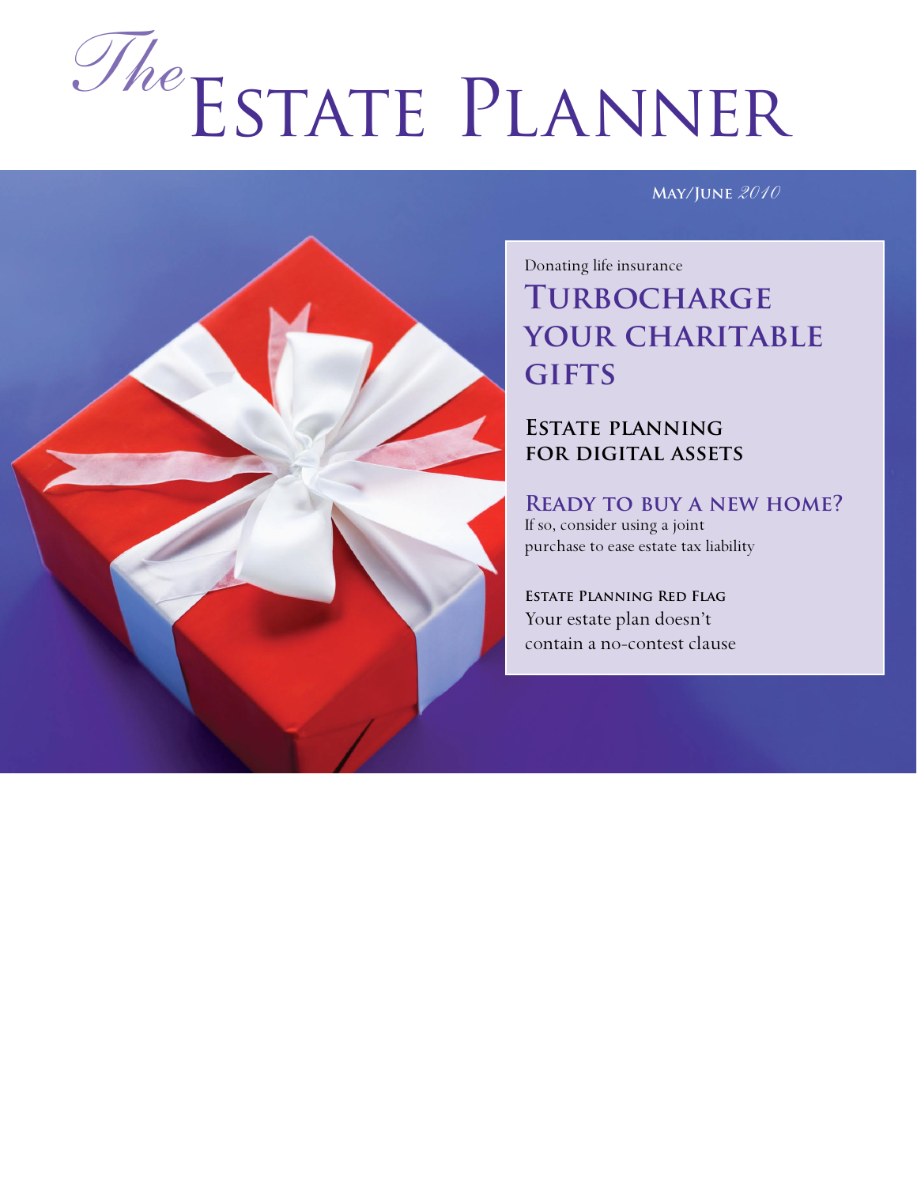# *The* Estate Planner

**May/June** *2010*

Donating life insurance

## Turbocharge your charitable gifts

## Estate planning for digital assets

## Ready to buy a new home?

If so, consider using a joint purchase to ease estate tax liability

**Estate Planning Red Flag**

Your estate plan doesn't contain a no-contest clause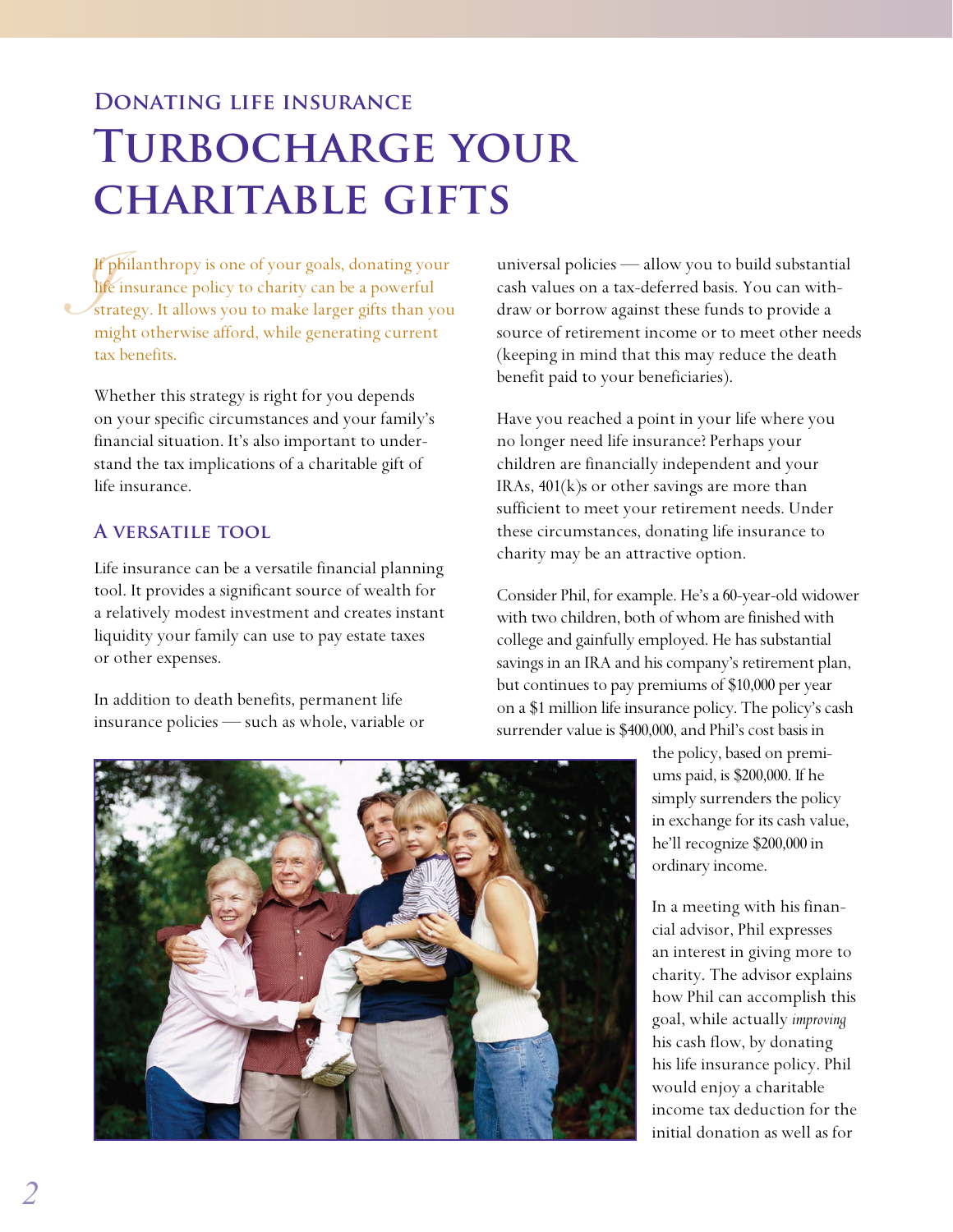## Donating life insurance

# Turbocharge your charitable gifts

If philanthropy is one of your goals, donating your life insurance policy to charity can be a powerful strategy. It allows you to make larger gifts than you might otherwise afford, while generating current tax benefits.

Whether this strategy is right for you depends on your specific circumstances and your family's financial situation. It's also important to understand the tax implications of a charitable gift of life insurance.

### A versatile tool

Life insurance can be a versatile financial planning tool. It provides a significant source of wealth for a relatively modest investment and creates instant liquidity your family can use to pay estate taxes or other expenses.

In addition to death benefits, permanent life insurance policies — such as whole, variable or universal policies — allow you to build substantial cash values on a tax-deferred basis. You can withdraw or borrow against these funds to provide a source of retirement income or to meet other needs (keeping in mind that this may reduce the death benefit paid to your beneficiaries).

Have you reached a point in your life where you no longer need life insurance? Perhaps your children are financially independent and your IRAs, 401(k)s or other savings are more than sufficient to meet your retirement needs. Under these circumstances, donating life insurance to charity may be an attractive option.

Consider Phil, for example. He's a 60-year-old widower with two children, both of whom are finished with college and gainfully employed. He has substantial savings in an IRA and his company's retirement plan, but continues to pay premiums of $10,000 per year on a $1 million life insurance policy. The policy's cash surrender value is $400,000, and Phil's cost basis in the policy, based on premiums paid, is $200,000. If he simply surrenders the policy in exchange for its cash value, he'll recognize $200,000 in ordinary income.

In a meeting with his financial advisor, Phil expresses an interest in giving more to charity. The advisor explains how Phil can accomplish this goal, while actually *improving* his cash flow, by donating his life insurance policy. Phil would enjoy a charitable income tax deduction for the initial donation as well as for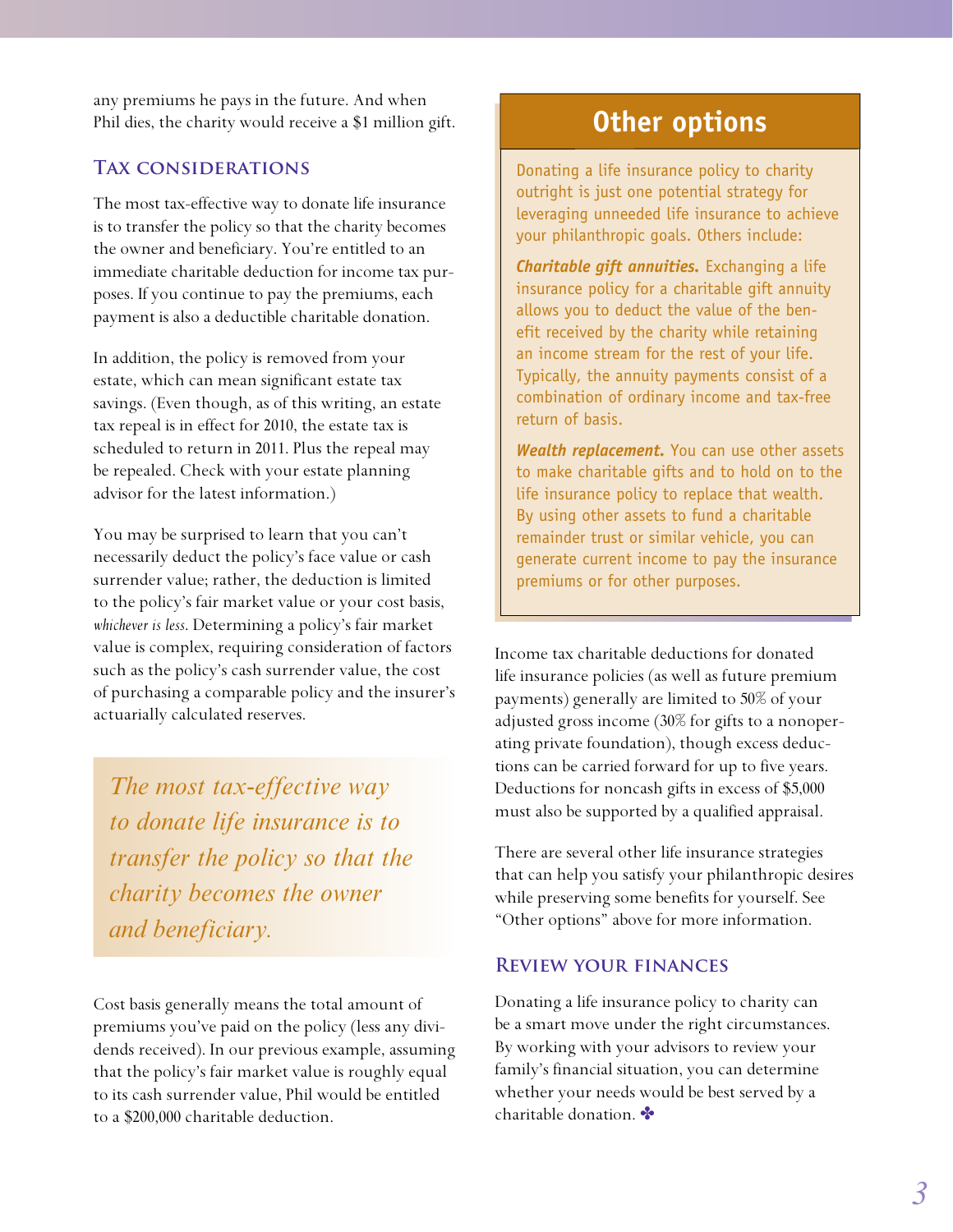any premiums he pays in the future. And when Phil dies, the charity would receive a $1 million gift.

## Tax considerations

The most tax-effective way to donate life insurance is to transfer the policy so that the charity becomes the owner and beneficiary. You're entitled to an immediate charitable deduction for income tax purposes. If you continue to pay the premiums, each payment is also a deductible charitable donation.

In addition, the policy is removed from your estate, which can mean significant estate tax savings. (Even though, as of this writing, an estate tax repeal is in effect for 2010, the estate tax is scheduled to return in 2011. Plus the repeal may be repealed. Check with your estate planning advisor for the latest information.)

You may be surprised to learn that you can't necessarily deduct the policy's face value or cash surrender value; rather, the deduction is limited to the policy's fair market value or your cost basis, *whichever is less*. Determining a policy's fair market value is complex, requiring consideration of factors such as the policy's cash surrender value, the cost of purchasing a comparable policy and the insurer's actuarially calculated reserves.

> *The most tax-effective way to donate life insurance is to transfer the policy so that the charity becomes the owner and beneficiary.*

Cost basis generally means the total amount of premiums you've paid on the policy (less any dividends received). In our previous example, assuming that the policy's fair market value is roughly equal to its cash surrender value, Phil would be entitled to a $200,000 charitable deduction.

## Other options

Donating a life insurance policy to charity outright is just one potential strategy for leveraging unneeded life insurance to achieve your philanthropic goals. Others include:

***Charitable gift annuities.*** Exchanging a life insurance policy for a charitable gift annuity allows you to deduct the value of the benefit received by the charity while retaining an income stream for the rest of your life. Typically, the annuity payments consist of a combination of ordinary income and tax-free return of basis.

***Wealth replacement.*** You can use other assets to make charitable gifts and to hold on to the life insurance policy to replace that wealth. By using other assets to fund a charitable remainder trust or similar vehicle, you can generate current income to pay the insurance premiums or for other purposes.

Income tax charitable deductions for donated life insurance policies (as well as future premium payments) generally are limited to 50% of your adjusted gross income (30% for gifts to a nonoperating private foundation), though excess deductions can be carried forward for up to five years. Deductions for noncash gifts in excess of $5,000 must also be supported by a qualified appraisal.

There are several other life insurance strategies that can help you satisfy your philanthropic desires while preserving some benefits for yourself. See "Other options" above for more information.

## Review your finances

Donating a life insurance policy to charity can be a smart move under the right circumstances. By working with your advisors to review your family's financial situation, you can determine whether your needs would be best served by a charitable donation. ✤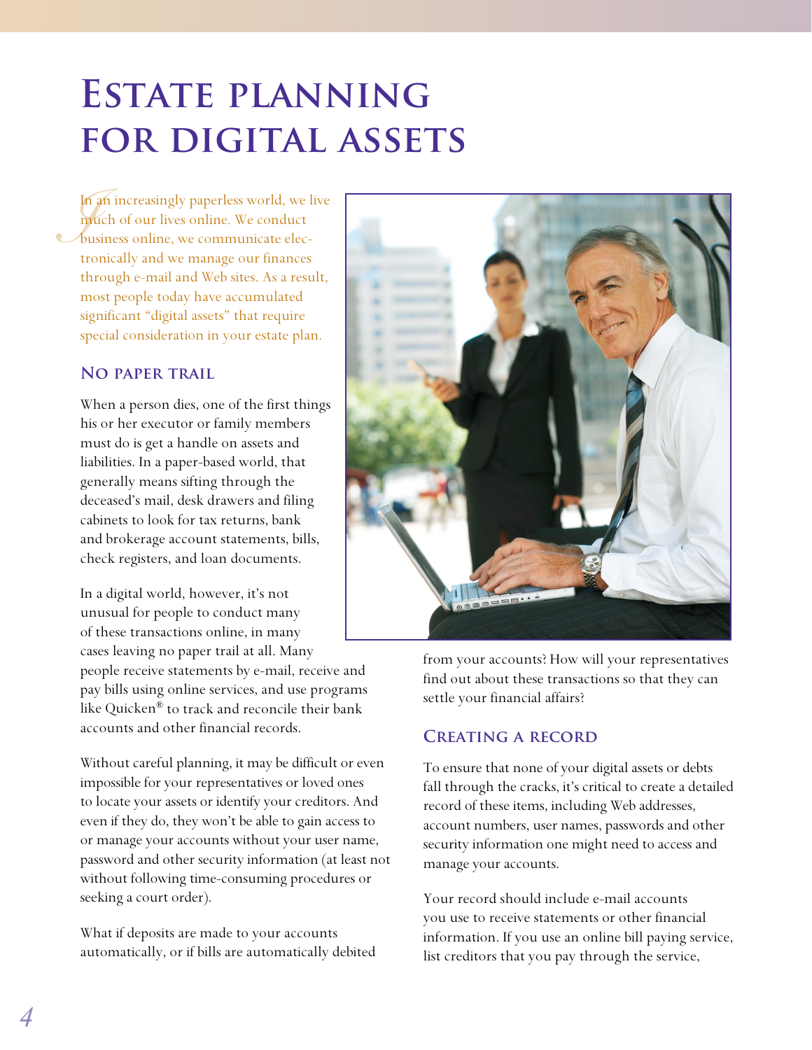# Estate planning for digital assets

In an increasingly paperless world, we live much of our lives online. We conduct business online, we communicate electronically and we manage our finances through e-mail and Web sites. As a result, most people today have accumulated significant "digital assets" that require special consideration in your estate plan.

## No paper trail

When a person dies, one of the first things his or her executor or family members must do is get a handle on assets and liabilities. In a paper-based world, that generally means sifting through the deceased's mail, desk drawers and filing cabinets to look for tax returns, bank and brokerage account statements, bills, check registers, and loan documents.

In a digital world, however, it's not unusual for people to conduct many of these transactions online, in many cases leaving no paper trail at all. Many people receive statements by e-mail, receive and pay bills using online services, and use programs like Quicken® to track and reconcile their bank accounts and other financial records.

Without careful planning, it may be difficult or even impossible for your representatives or loved ones to locate your assets or identify your creditors. And even if they do, they won't be able to gain access to or manage your accounts without your user name, password and other security information (at least not without following time-consuming procedures or seeking a court order).

What if deposits are made to your accounts automatically, or if bills are automatically debited from your accounts? How will your representatives find out about these transactions so that they can settle your financial affairs?

## Creating a record

To ensure that none of your digital assets or debts fall through the cracks, it's critical to create a detailed record of these items, including Web addresses, account numbers, user names, passwords and other security information one might need to access and manage your accounts.

Your record should include e-mail accounts you use to receive statements or other financial information. If you use an online bill paying service, list creditors that you pay through the service,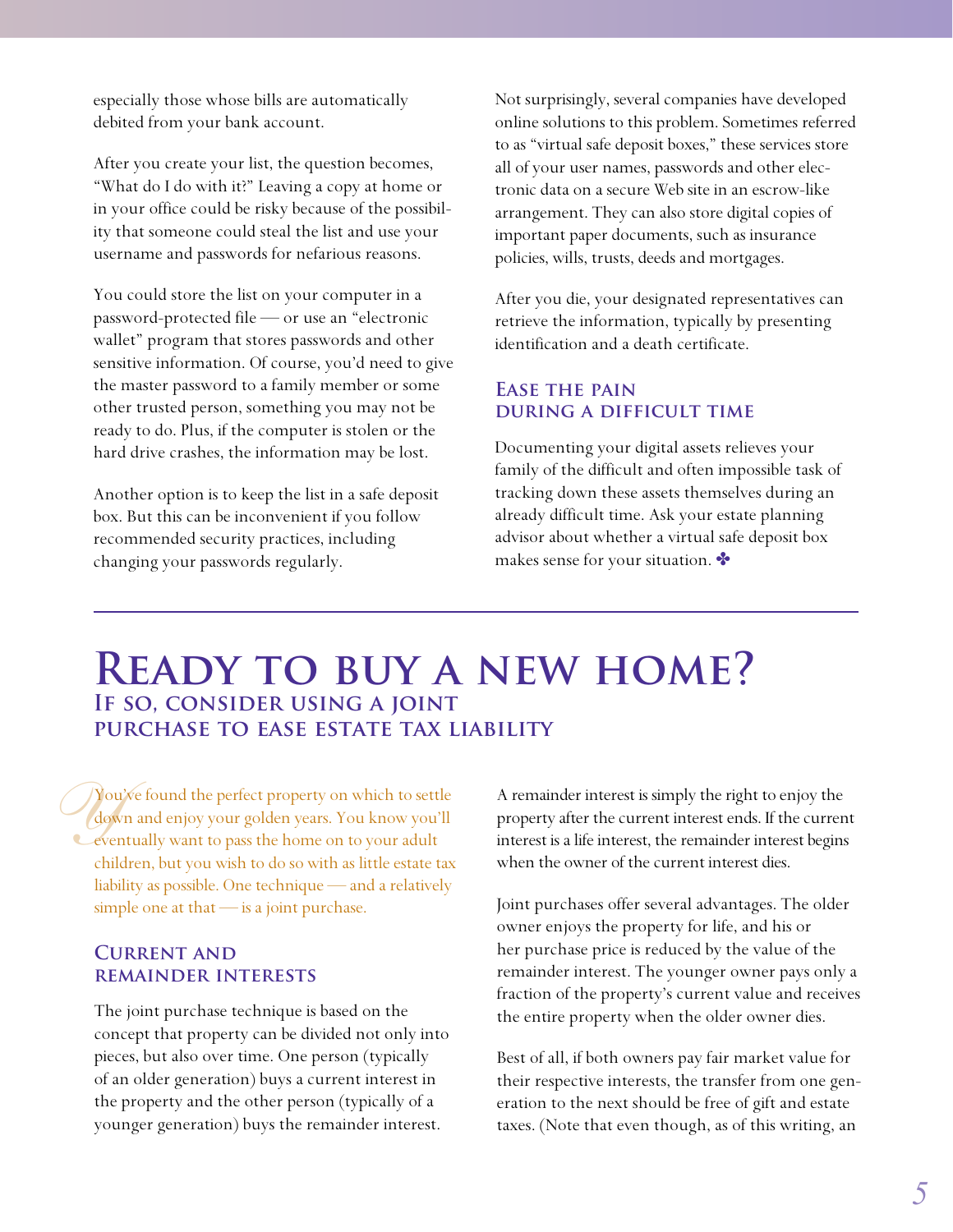especially those whose bills are automatically debited from your bank account.

After you create your list, the question becomes, "What do I do with it?" Leaving a copy at home or in your office could be risky because of the possibility that someone could steal the list and use your username and passwords for nefarious reasons.

You could store the list on your computer in a password-protected file — or use an "electronic wallet" program that stores passwords and other sensitive information. Of course, you'd need to give the master password to a family member or some other trusted person, something you may not be ready to do. Plus, if the computer is stolen or the hard drive crashes, the information may be lost.

Another option is to keep the list in a safe deposit box. But this can be inconvenient if you follow recommended security practices, including changing your passwords regularly.

Not surprisingly, several companies have developed online solutions to this problem. Sometimes referred to as "virtual safe deposit boxes," these services store all of your user names, passwords and other electronic data on a secure Web site in an escrow-like arrangement. They can also store digital copies of important paper documents, such as insurance policies, wills, trusts, deeds and mortgages.

After you die, your designated representatives can retrieve the information, typically by presenting identification and a death certificate.

### Ease the pain during a difficult time

Documenting your digital assets relieves your family of the difficult and often impossible task of tracking down these assets themselves during an already difficult time. Ask your estate planning advisor about whether a virtual safe deposit box makes sense for your situation. ✤

# Ready to buy a new home?

## If so, consider using a joint purchase to ease estate tax liability

You've found the perfect property on which to settle down and enjoy your golden years. You know you'll eventually want to pass the home on to your adult children, but you wish to do so with as little estate tax liability as possible. One technique — and a relatively simple one at that — is a joint purchase.

### Current and remainder interests

The joint purchase technique is based on the concept that property can be divided not only into pieces, but also over time. One person (typically of an older generation) buys a current interest in the property and the other person (typically of a younger generation) buys the remainder interest.

A remainder interest is simply the right to enjoy the property after the current interest ends. If the current interest is a life interest, the remainder interest begins when the owner of the current interest dies.

Joint purchases offer several advantages. The older owner enjoys the property for life, and his or her purchase price is reduced by the value of the remainder interest. The younger owner pays only a fraction of the property's current value and receives the entire property when the older owner dies.

Best of all, if both owners pay fair market value for their respective interests, the transfer from one generation to the next should be free of gift and estate taxes. (Note that even though, as of this writing, an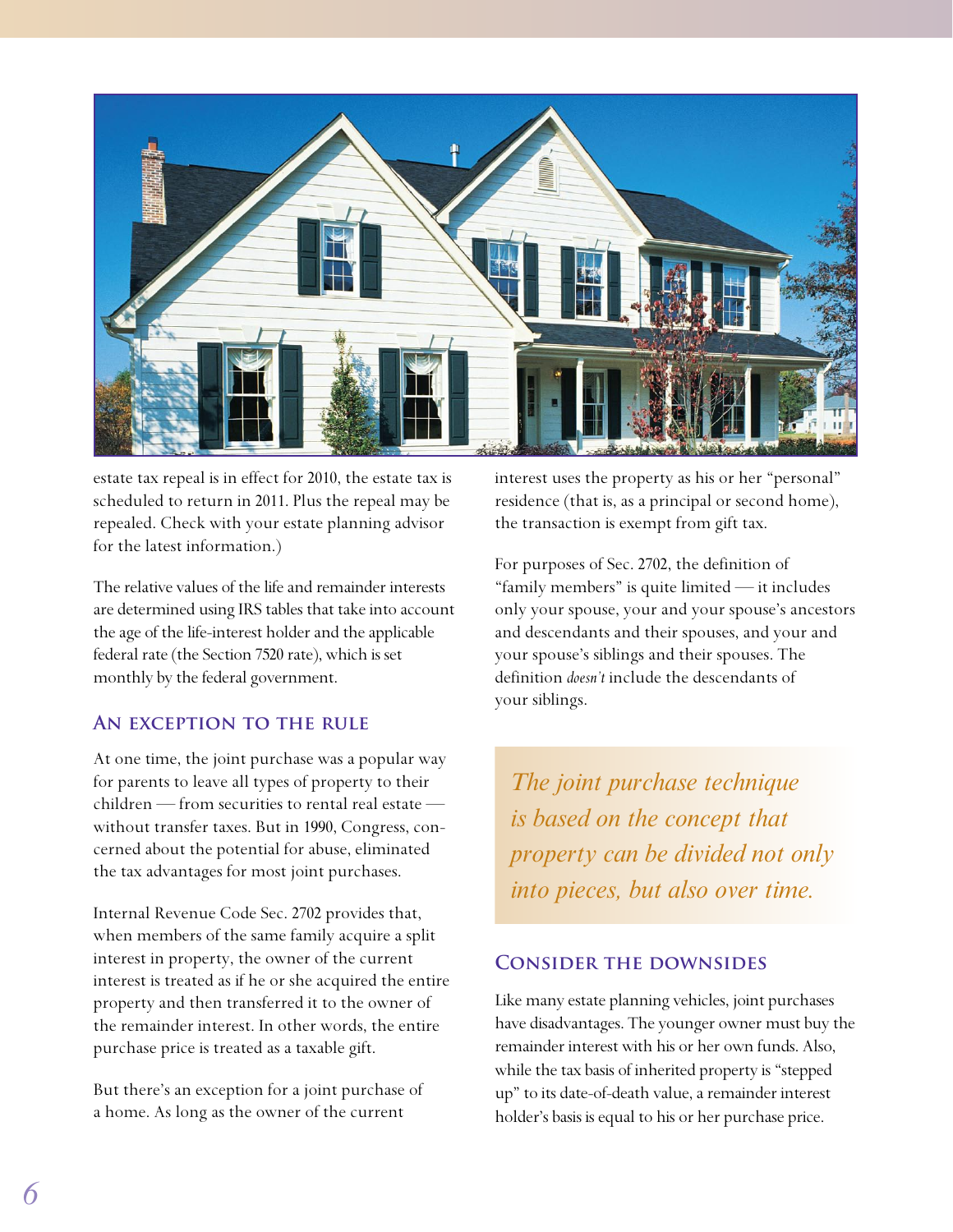estate tax repeal is in effect for 2010, the estate tax is scheduled to return in 2011. Plus the repeal may be repealed. Check with your estate planning advisor for the latest information.)

The relative values of the life and remainder interests are determined using IRS tables that take into account the age of the life-interest holder and the applicable federal rate (the Section 7520 rate), which is set monthly by the federal government.

## An exception to the rule

At one time, the joint purchase was a popular way for parents to leave all types of property to their children — from securities to rental real estate — without transfer taxes. But in 1990, Congress, concerned about the potential for abuse, eliminated the tax advantages for most joint purchases.

Internal Revenue Code Sec. 2702 provides that, when members of the same family acquire a split interest in property, the owner of the current interest is treated as if he or she acquired the entire property and then transferred it to the owner of the remainder interest. In other words, the entire purchase price is treated as a taxable gift.

But there's an exception for a joint purchase of a home. As long as the owner of the current interest uses the property as his or her "personal" residence (that is, as a principal or second home), the transaction is exempt from gift tax.

For purposes of Sec. 2702, the definition of "family members" is quite limited — it includes only your spouse, your and your spouse's ancestors and descendants and their spouses, and your and your spouse's siblings and their spouses. The definition *doesn't* include the descendants of your siblings.

*The joint purchase technique is based on the concept that property can be divided not only into pieces, but also over time.*

## Consider the downsides

Like many estate planning vehicles, joint purchases have disadvantages. The younger owner must buy the remainder interest with his or her own funds. Also, while the tax basis of inherited property is "stepped up" to its date-of-death value, a remainder interest holder's basis is equal to his or her purchase price.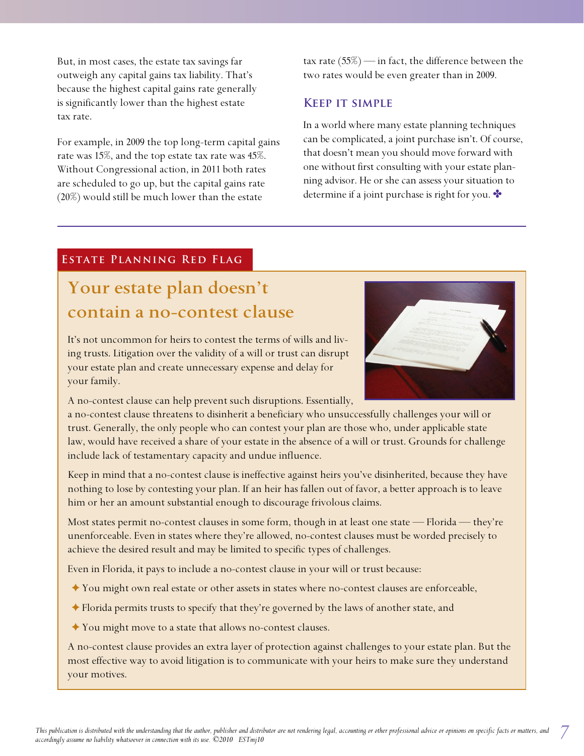But, in most cases, the estate tax savings far outweigh any capital gains tax liability. That's because the highest capital gains rate generally is significantly lower than the highest estate tax rate.

For example, in 2009 the top long-term capital gains rate was 15%, and the top estate tax rate was 45%. Without Congressional action, in 2011 both rates are scheduled to go up, but the capital gains rate (20%) would still be much lower than the estate tax rate (55%) — in fact, the difference between the two rates would be even greater than in 2009.

### Keep it simple

In a world where many estate planning techniques can be complicated, a joint purchase isn't. Of course, that doesn't mean you should move forward with one without first consulting with your estate planning advisor. He or she can assess your situation to determine if a joint purchase is right for you. ✤

---

**Estate Planning Red Flag**

## Your estate plan doesn't contain a no-contest clause

It's not uncommon for heirs to contest the terms of wills and living trusts. Litigation over the validity of a will or trust can disrupt your estate plan and create unnecessary expense and delay for your family.

A no-contest clause can help prevent such disruptions. Essentially, a no-contest clause threatens to disinherit a beneficiary who unsuccessfully challenges your will or trust. Generally, the only people who can contest your plan are those who, under applicable state law, would have received a share of your estate in the absence of a will or trust. Grounds for challenge include lack of testamentary capacity and undue influence.

Keep in mind that a no-contest clause is ineffective against heirs you've disinherited, because they have nothing to lose by contesting your plan. If an heir has fallen out of favor, a better approach is to leave him or her an amount substantial enough to discourage frivolous claims.

Most states permit no-contest clauses in some form, though in at least one state — Florida — they're unenforceable. Even in states where they're allowed, no-contest clauses must be worded precisely to achieve the desired result and may be limited to specific types of challenges.

Even in Florida, it pays to include a no-contest clause in your will or trust because:

- You might own real estate or other assets in states where no-contest clauses are enforceable,
- Florida permits trusts to specify that they're governed by the laws of another state, and
- You might move to a state that allows no-contest clauses.

A no-contest clause provides an extra layer of protection against challenges to your estate plan. But the most effective way to avoid litigation is to communicate with your heirs to make sure they understand your motives.

*This publication is distributed with the understanding that the author, publisher and distributor are not rendering legal, accounting or other professional advice or opinions on specific facts or matters, and accordingly assume no liability whatsoever in connection with its use. ©2010 ESTmj10*